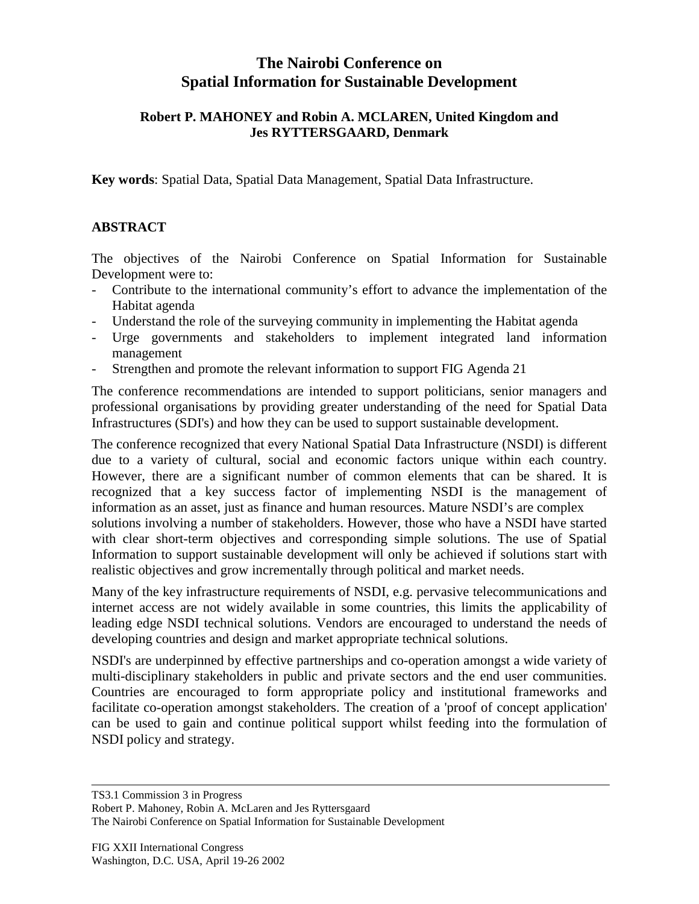# The Nairobi Conference on Spatial Information for Sustainable Development

**Robert P. MAHONEY and Robin A. MCLAREN, United Kingdom and Jes RYTTERSGAARD, Denmark**

**Key words**: Spatial Data, Spatial Data Management, Spatial Data Infrastructure.

## ABSTRACT

The objectives of the Nairobi Conference on Spatial Information for Sustainable Development were to:

- Contribute to the international community's effort to advance the implementation of the Habitat agenda
- Understand the role of the surveying community in implementing the Habitat agenda
- Urge governments and stakeholders to implement integrated land information management
- Strengthen and promote the relevant information to support FIG Agenda 21

The conference recommendations are intended to support politicians, senior managers and professional organisations by providing greater understanding of the need for Spatial Data Infrastructures (SDI's) and how they can be used to support sustainable development.

The conference recognized that every National Spatial Data Infrastructure (NSDI) is different due to a variety of cultural, social and economic factors unique within each country. However, there are a significant number of common elements that can be shared. It is recognized that a key success factor of implementing NSDI is the management of information as an asset, just as finance and human resources. Mature NSDI's are complex solutions involving a number of stakeholders. However, those who have a NSDI have started with clear short-term objectives and corresponding simple solutions. The use of Spatial Information to support sustainable development will only be achieved if solutions start with realistic objectives and grow incrementally through political and market needs.

Many of the key infrastructure requirements of NSDI, e.g. pervasive telecommunications and internet access are not widely available in some countries, this limits the applicability of leading edge NSDI technical solutions. Vendors are encouraged to understand the needs of developing countries and design and market appropriate technical solutions.

NSDI's are underpinned by effective partnerships and co-operation amongst a wide variety of multi-disciplinary stakeholders in public and private sectors and the end user communities. Countries are encouraged to form appropriate policy and institutional frameworks and facilitate co-operation amongst stakeholders. The creation of a 'proof of concept application' can be used to gain and continue political support whilst feeding into the formulation of NSDI policy and strategy.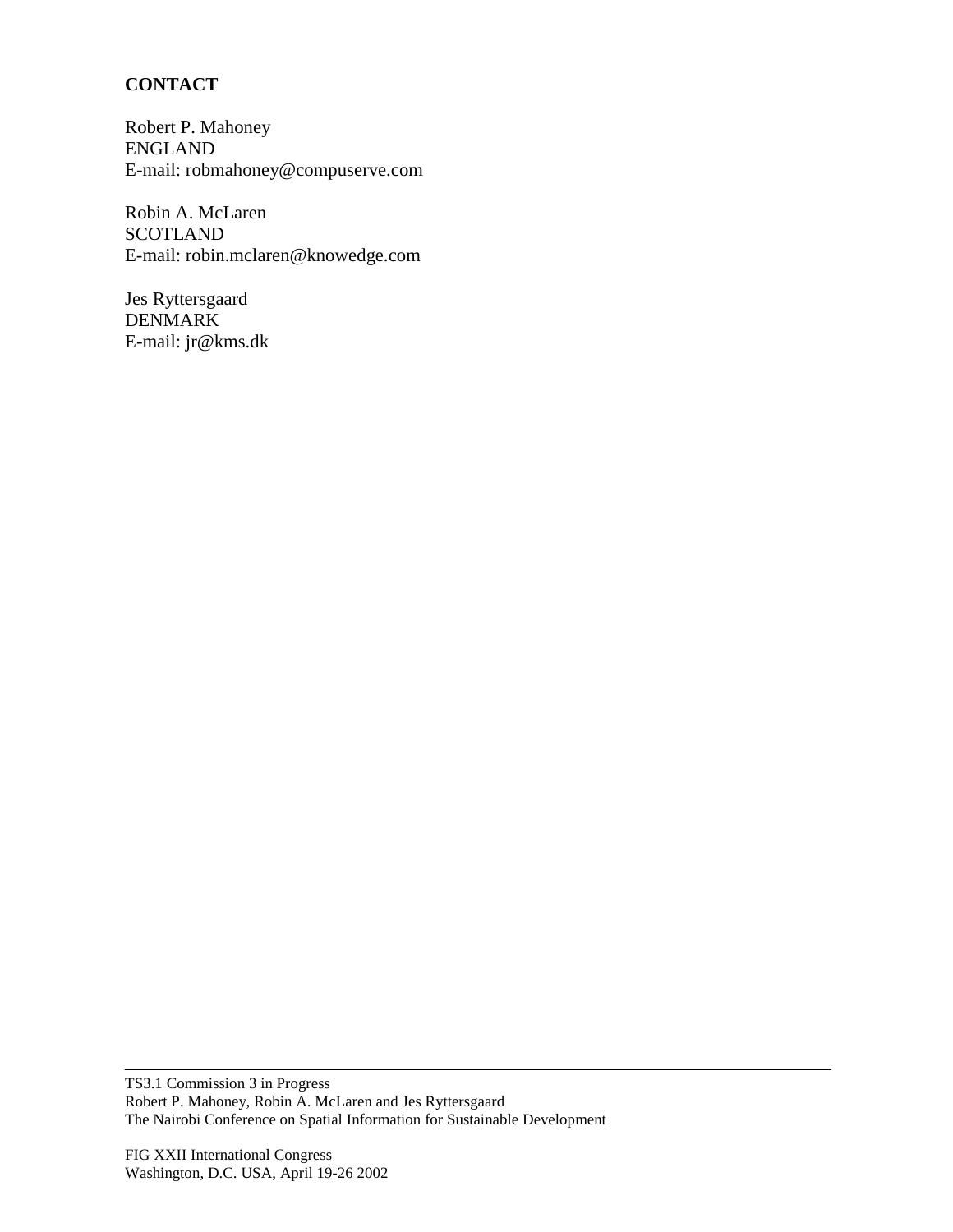**CONTACT**

Robert P. Mahoney
ENGLAND
E-mail: robmahoney@compuserve.com

Robin A. McLaren
SCOTLAND
E-mail: robin.mclaren@knowedge.com

Jes Ryttersgaard
DENMARK
E-mail: jr@kms.dk